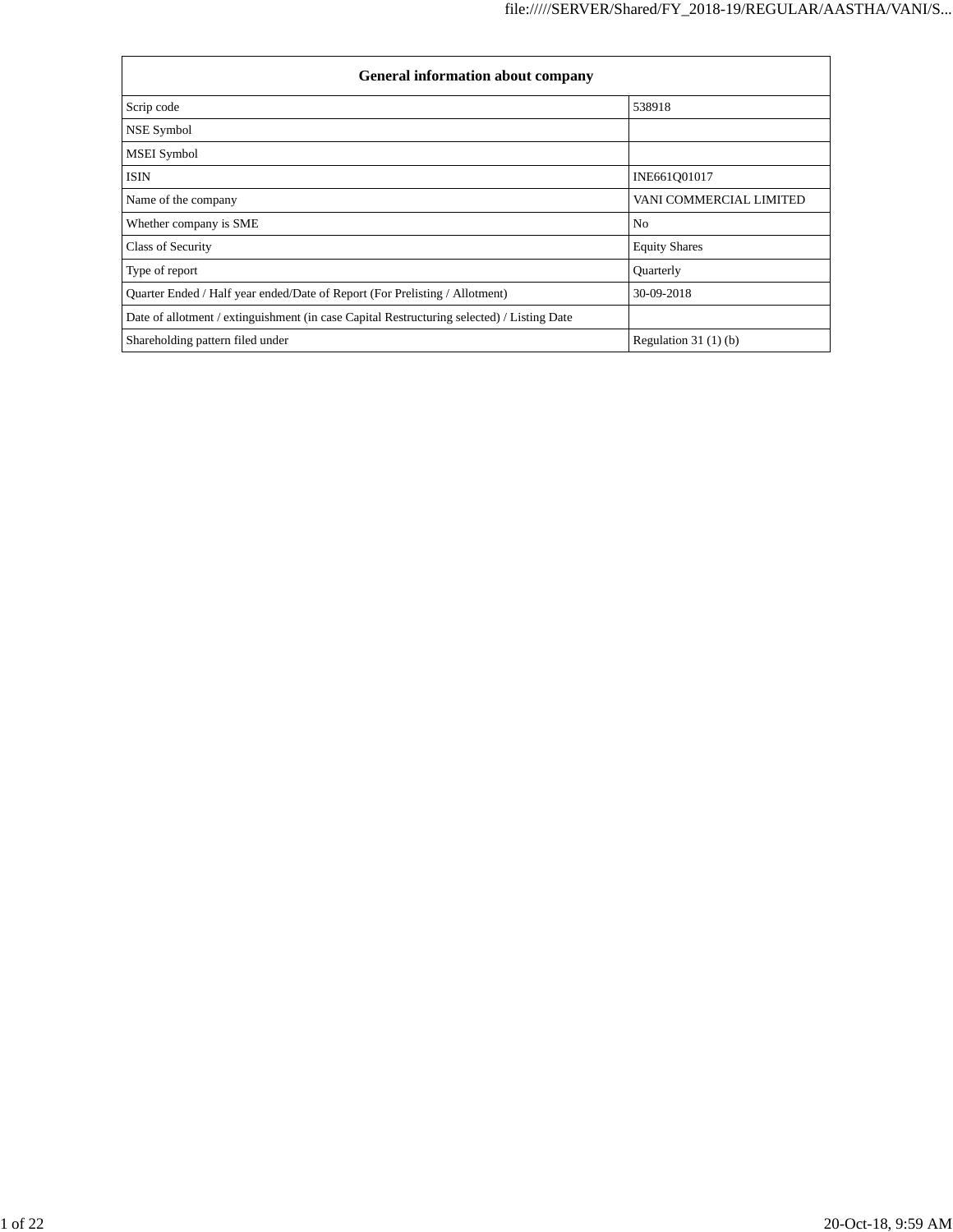| General information about company | |
| --- | --- |
| Scrip code | 538918 |
| NSE Symbol | |
| MSEI Symbol | |
| ISIN | INE661Q01017 |
| Name of the company | VANI COMMERCIAL LIMITED |
| Whether company is SME | No |
| Class of Security | Equity Shares |
| Type of report | Quarterly |
| Quarter Ended / Half year ended/Date of Report (For Prelisting / Allotment) | 30-09-2018 |
| Date of allotment / extinguishment (in case Capital Restructuring selected) / Listing Date | |
| Shareholding pattern filed under | Regulation 31 (1) (b) |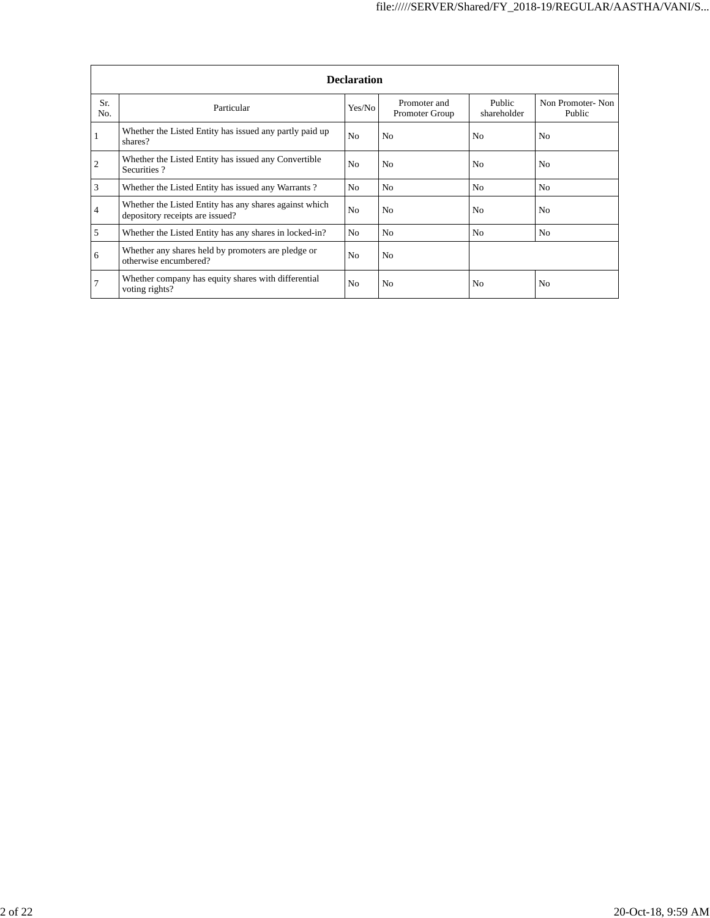| Declaration | | | | | |
|---|---|---|---|---|---|
| Sr. No. | Particular | Yes/No | Promoter and Promoter Group | Public shareholder | Non Promoter- Non Public |
| 1 | Whether the Listed Entity has issued any partly paid up shares? | No | No | No | No |
| 2 | Whether the Listed Entity has issued any Convertible Securities ? | No | No | No | No |
| 3 | Whether the Listed Entity has issued any Warrants ? | No | No | No | No |
| 4 | Whether the Listed Entity has any shares against which depository receipts are issued? | No | No | No | No |
| 5 | Whether the Listed Entity has any shares in locked-in? | No | No | No | No |
| 6 | Whether any shares held by promoters are pledge or otherwise encumbered? | No | No | | |
| 7 | Whether company has equity shares with differential voting rights? | No | No | No | No |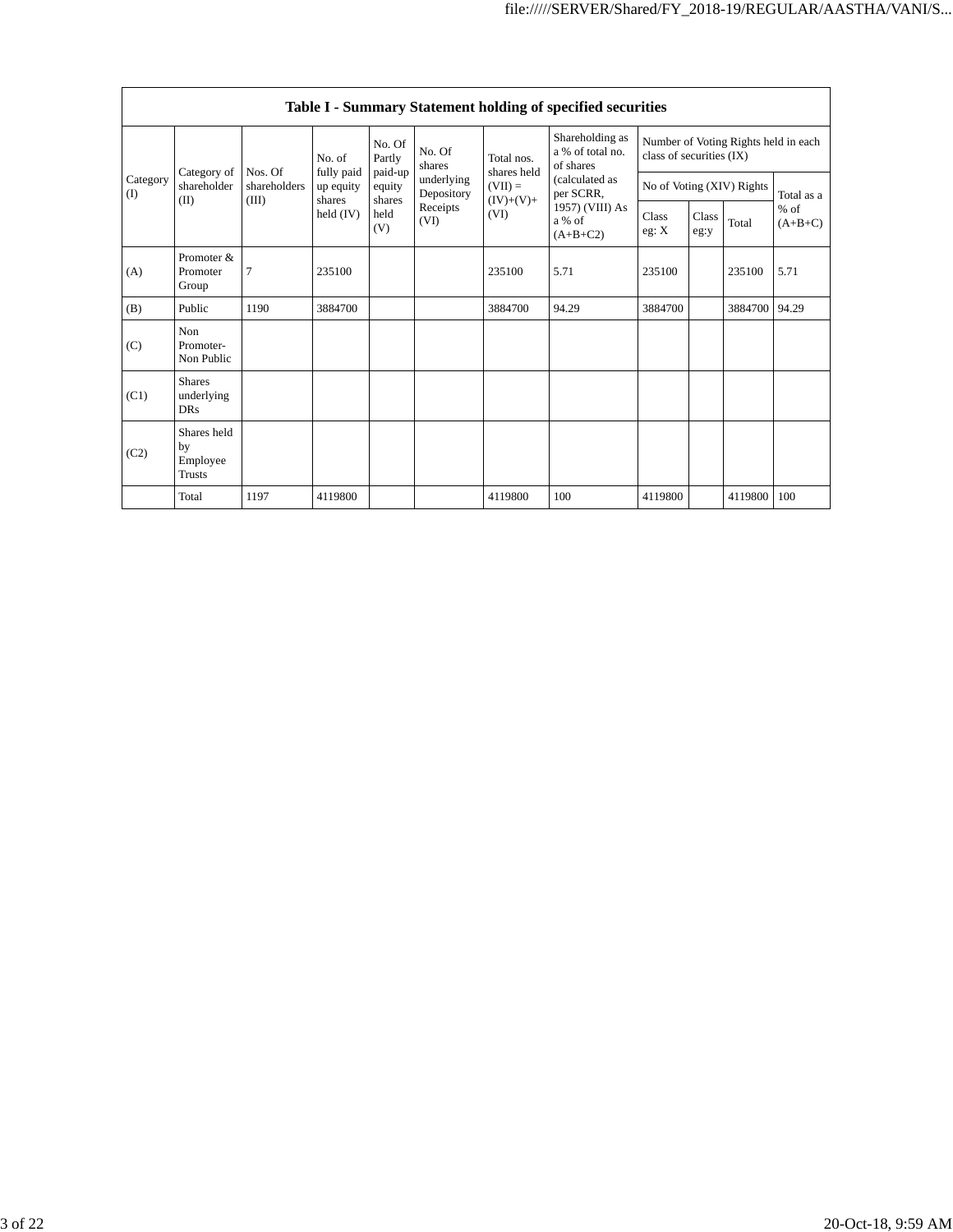| Table I - Summary Statement holding of specified securities | | | | | | | | | | | |
|---|---|---|---|---|---|---|---|---|---|---|---|
| Category (I) | Category of shareholder (II) | Nos. Of shareholders (III) | No. of fully paid up equity shares held (IV) | No. Of Partly paid-up equity shares held (V) | No. Of shares underlying Depository Receipts (VI) | Total nos. shares held (VII) = (IV)+(V)+ (VI) | Shareholding as a % of total no. of shares (calculated as per SCRR, 1957) (VIII) As a % of (A+B+C2) | Number of Voting Rights held in each class of securities (IX) | | | |
| | | | | | | | | No of Voting (XIV) Rights | | | Total as a % of (A+B+C) |
| | | | | | | | | Class eg: X | Class eg:y | Total | |
| (A) | Promoter & Promoter Group | 7 | 235100 | | | 235100 | 5.71 | 235100 | | 235100 | 5.71 |
| (B) | Public | 1190 | 3884700 | | | 3884700 | 94.29 | 3884700 | | 3884700 | 94.29 |
| (C) | Non Promoter- Non Public | | | | | | | | | | |
| (C1) | Shares underlying DRs | | | | | | | | | | |
| (C2) | Shares held by Employee Trusts | | | | | | | | | | |
| | Total | 1197 | 4119800 | | | 4119800 | 100 | 4119800 | | 4119800 | 100 |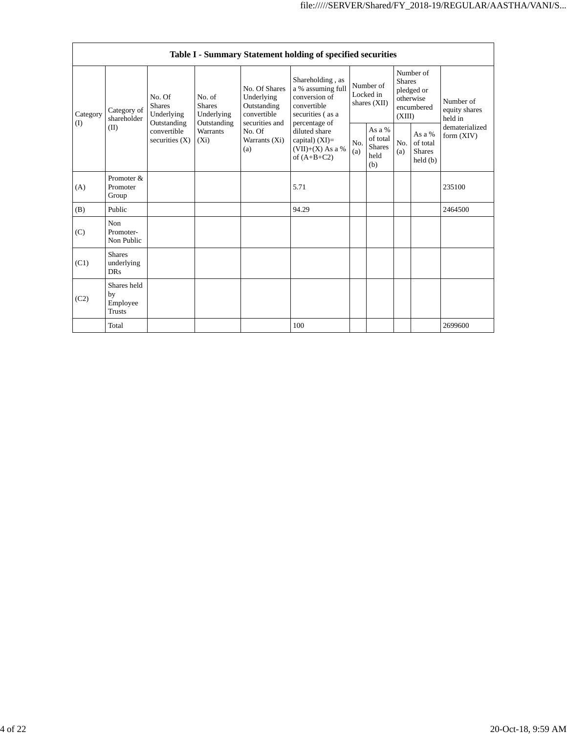| Table I - Summary Statement holding of specified securities | | | | | | | | | | |
|---|---|---|---|---|---|---|---|---|---|---|
| Category (I) | Category of shareholder (II) | No. Of Shares Underlying Outstanding convertible securities (X) | No. of Shares Underlying Outstanding Warrants (Xi) | No. Of Shares Underlying Outstanding convertible securities and No. Of Warrants (Xi) (a) | Shareholding , as a % assuming full conversion of convertible securities ( as a percentage of diluted share capital) (XI)= (VII)+(X) As a % of (A+B+C2) | Number of Locked in shares (XII) | | Number of Shares pledged or otherwise encumbered (XIII) | | Number of equity shares held in dematerialized form (XIV) |
| | | | | | | No. (a) | As a % of total Shares held (b) | No. (a) | As a % of total Shares held (b) | |
| (A) | Promoter & Promoter Group | | | | 5.71 | | | | | 235100 |
| (B) | Public | | | | 94.29 | | | | | 2464500 |
| (C) | Non Promoter- Non Public | | | | | | | | | |
| (C1) | Shares underlying DRs | | | | | | | | | |
| (C2) | Shares held by Employee Trusts | | | | | | | | | |
| | Total | | | | 100 | | | | | 2699600 |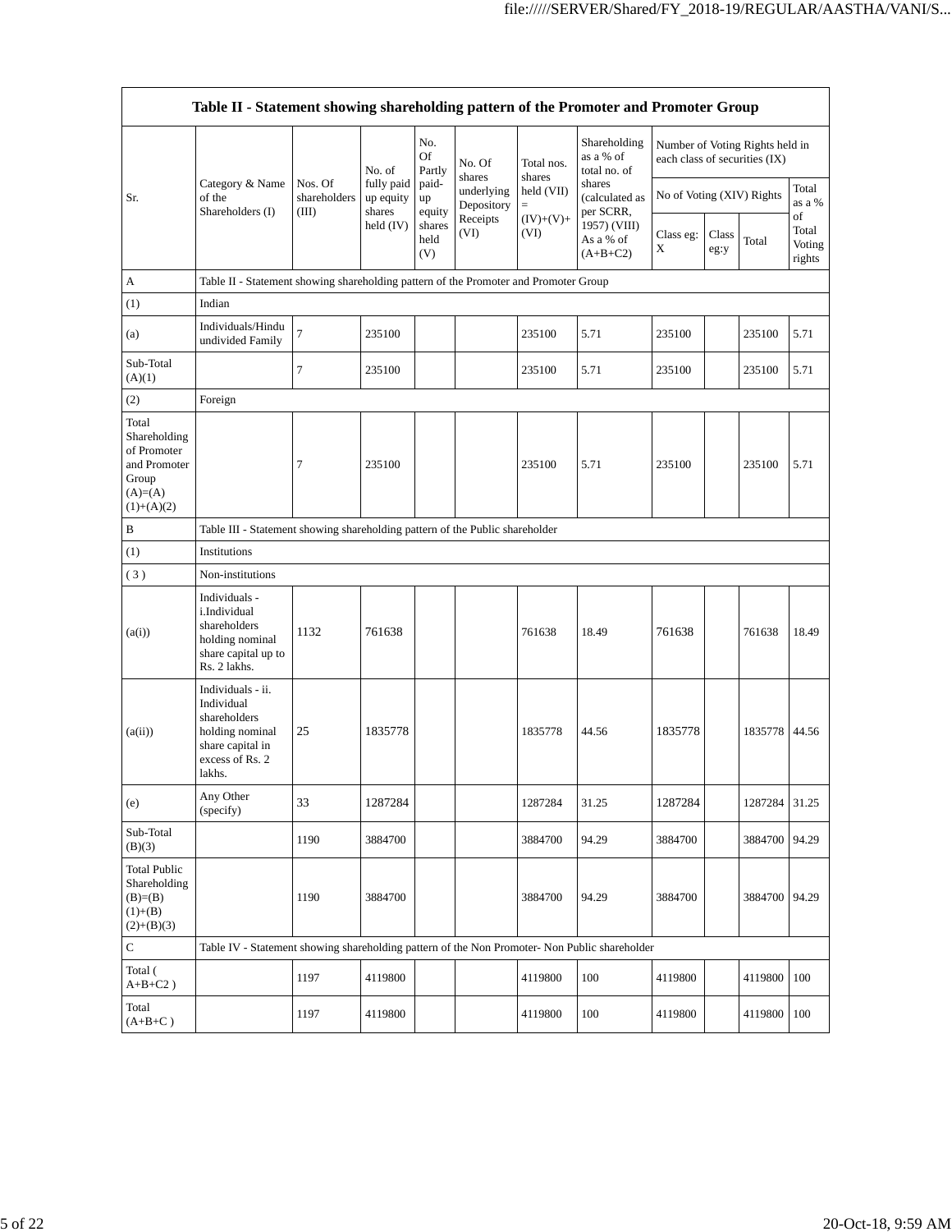| Table II - Statement showing shareholding pattern of the Promoter and Promoter Group | | | | | | | | | | | | |
|---|---|---|---|---|---|---|---|---|---|---|---|---|
| Sr. | Category & Name of the Shareholders (I) | Nos. Of shareholders (III) | No. of fully paid up equity shares held (IV) | No. Of Partly paid-up equity shares held (V) | No. Of shares underlying Depository Receipts (VI) | Total nos. shares held (VII) = (IV)+(V)+ (VI) | Shareholding as a % of total no. of shares (calculated as per SCRR, 1957) (VIII) As a % of (A+B+C2) | Number of Voting Rights held in each class of securities (IX) | | | |
| | | | | | | | | No of Voting (XIV) Rights | | | Total as a % of Total Voting rights |
| | | | | | | | | Class eg: X | Class eg:y | Total | |
| A | Table II - Statement showing shareholding pattern of the Promoter and Promoter Group | | | | | | | | | | |
| (1) | Indian | | | | | | | | | | |
| (a) | Individuals/Hindu undivided Family | 7 | 235100 | | | 235100 | 5.71 | 235100 | | 235100 | 5.71 |
| Sub-Total (A)(1) | | 7 | 235100 | | | 235100 | 5.71 | 235100 | | 235100 | 5.71 |
| (2) | Foreign | | | | | | | | | | |
| Total Shareholding of Promoter and Promoter Group (A)=(A)(1)+(A)(2) | | 7 | 235100 | | | 235100 | 5.71 | 235100 | | 235100 | 5.71 |
| B | Table III - Statement showing shareholding pattern of the Public shareholder | | | | | | | | | | |
| (1) | Institutions | | | | | | | | | | |
| ( 3 ) | Non-institutions | | | | | | | | | | |
| (a(i)) | Individuals - i.Individual shareholders holding nominal share capital up to Rs. 2 lakhs. | 1132 | 761638 | | | 761638 | 18.49 | 761638 | | 761638 | 18.49 |
| (a(ii)) | Individuals - ii. Individual shareholders holding nominal share capital in excess of Rs. 2 lakhs. | 25 | 1835778 | | | 1835778 | 44.56 | 1835778 | | 1835778 | 44.56 |
| (e) | Any Other (specify) | 33 | 1287284 | | | 1287284 | 31.25 | 1287284 | | 1287284 | 31.25 |
| Sub-Total (B)(3) | | 1190 | 3884700 | | | 3884700 | 94.29 | 3884700 | | 3884700 | 94.29 |
| Total Public Shareholding (B)=(B)(1)+(B)(2)+(B)(3) | | 1190 | 3884700 | | | 3884700 | 94.29 | 3884700 | | 3884700 | 94.29 |
| C | Table IV - Statement showing shareholding pattern of the Non Promoter- Non Public shareholder | | | | | | | | | | |
| Total ( A+B+C2 ) | | 1197 | 4119800 | | | 4119800 | 100 | 4119800 | | 4119800 | 100 |
| Total (A+B+C ) | | 1197 | 4119800 | | | 4119800 | 100 | 4119800 | | 4119800 | 100 |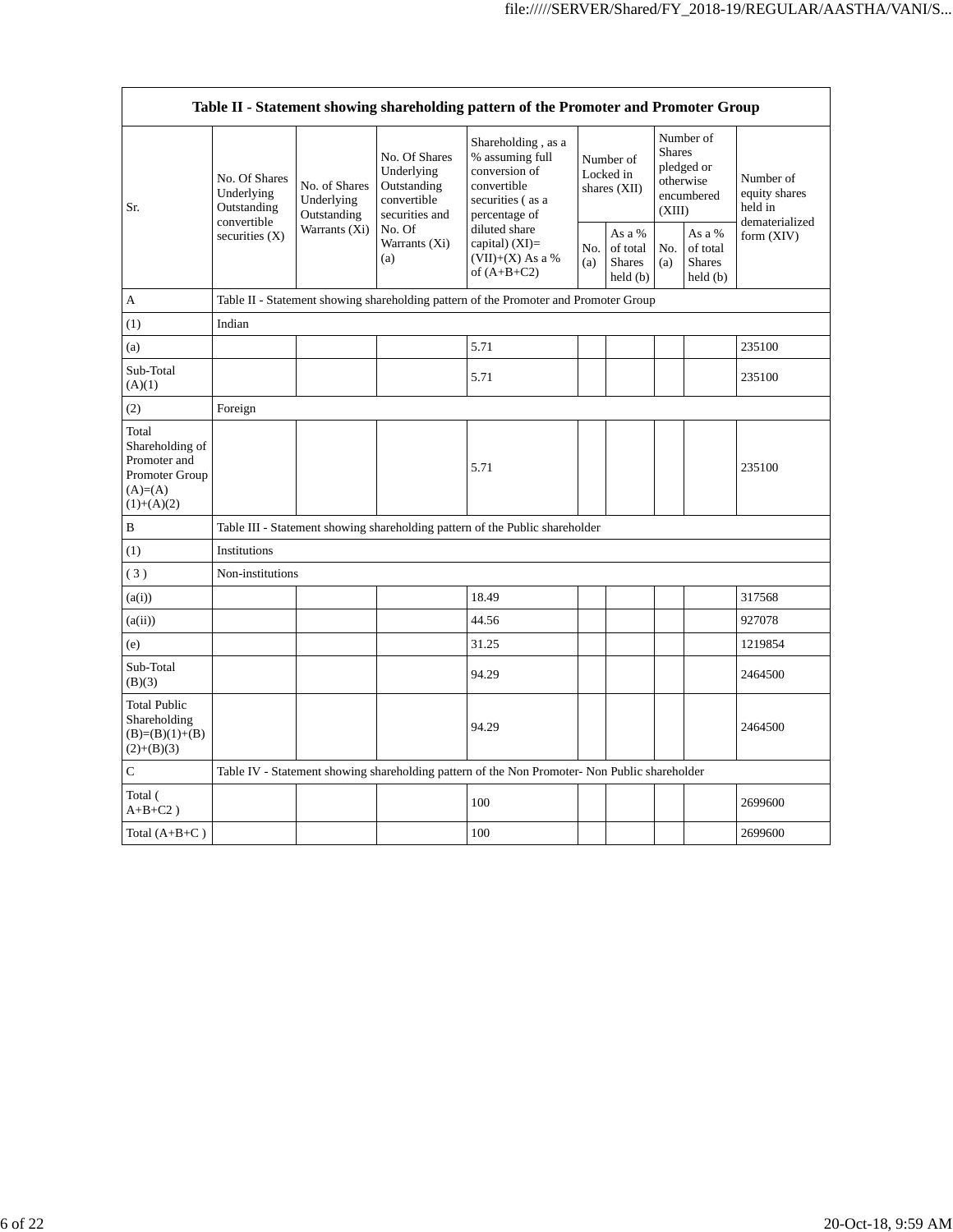| Table II - Statement showing shareholding pattern of the Promoter and Promoter Group | | | | | | | | | |
|---|---|---|---|---|---|---|---|---|---|
| Sr. | No. Of Shares Underlying Outstanding convertible securities (X) | No. of Shares Underlying Outstanding Warrants (Xi) | No. Of Shares Underlying Outstanding convertible securities and No. Of Warrants (Xi) (a) | Shareholding , as a % assuming full conversion of convertible securities ( as a percentage of diluted share capital) (XI)= (VII)+(X) As a % of (A+B+C2) | Number of Locked in shares (XII) | | Number of Shares pledged or otherwise encumbered (XIII) | | Number of equity shares held in dematerialized form (XIV) |
| | | | | | No. (a) | As a % of total Shares held (b) | No. (a) | As a % of total Shares held (b) | |
| A | Table II - Statement showing shareholding pattern of the Promoter and Promoter Group | | | | | | | | |
| (1) | Indian | | | | | | | | |
| (a) | | | | 5.71 | | | | | 235100 |
| Sub-Total (A)(1) | | | | 5.71 | | | | | 235100 |
| (2) | Foreign | | | | | | | | |
| Total Shareholding of Promoter and Promoter Group (A)=(A)(1)+(A)(2) | | | | 5.71 | | | | | 235100 |
| B | Table III - Statement showing shareholding pattern of the Public shareholder | | | | | | | | |
| (1) | Institutions | | | | | | | | |
| ( 3 ) | Non-institutions | | | | | | | | |
| (a(i)) | | | | 18.49 | | | | | 317568 |
| (a(ii)) | | | | 44.56 | | | | | 927078 |
| (e) | | | | 31.25 | | | | | 1219854 |
| Sub-Total (B)(3) | | | | 94.29 | | | | | 2464500 |
| Total Public Shareholding (B)=(B)(1)+(B)(2)+(B)(3) | | | | 94.29 | | | | | 2464500 |
| C | Table IV - Statement showing shareholding pattern of the Non Promoter- Non Public shareholder | | | | | | | | |
| Total ( A+B+C2 ) | | | | 100 | | | | | 2699600 |
| Total (A+B+C ) | | | | 100 | | | | | 2699600 |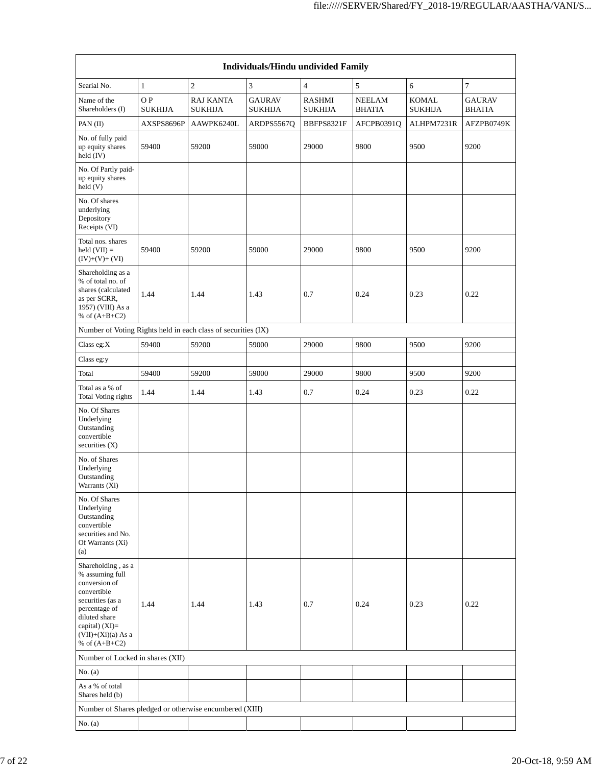| Individuals/Hindu undivided Family | | | | | | | |
|---|---|---|---|---|---|---|---|
| Searial No. | 1 | 2 | 3 | 4 | 5 | 6 | 7 |
| Name of the Shareholders (I) | O P SUKHIJA | RAJ KANTA SUKHIJA | GAURAV SUKHIJA | RASHMI SUKHIJA | NEELAM BHATIA | KOMAL SUKHIJA | GAURAV BHATIA |
| PAN (II) | AXSPS8696P | AAWPK6240L | ARDPS5567Q | BBFPS8321F | AFCPB0391Q | ALHPM7231R | AFZPB0749K |
| No. of fully paid up equity shares held (IV) | 59400 | 59200 | 59000 | 29000 | 9800 | 9500 | 9200 |
| No. Of Partly paid-up equity shares held (V) | | | | | | | |
| No. Of shares underlying Depository Receipts (VI) | | | | | | | |
| Total nos. shares held (VII) = (IV)+(V)+ (VI) | 59400 | 59200 | 59000 | 29000 | 9800 | 9500 | 9200 |
| Shareholding as a % of total no. of shares (calculated as per SCRR, 1957) (VIII) As a % of (A+B+C2) | 1.44 | 1.44 | 1.43 | 0.7 | 0.24 | 0.23 | 0.22 |
| Number of Voting Rights held in each class of securities (IX) | | | | | | | |
| Class eg:X | 59400 | 59200 | 59000 | 29000 | 9800 | 9500 | 9200 |
| Class eg:y | | | | | | | |
| Total | 59400 | 59200 | 59000 | 29000 | 9800 | 9500 | 9200 |
| Total as a % of Total Voting rights | 1.44 | 1.44 | 1.43 | 0.7 | 0.24 | 0.23 | 0.22 |
| No. Of Shares Underlying Outstanding convertible securities (X) | | | | | | | |
| No. of Shares Underlying Outstanding Warrants (Xi) | | | | | | | |
| No. Of Shares Underlying Outstanding convertible securities and No. Of Warrants (Xi) (a) | | | | | | | |
| Shareholding , as a % assuming full conversion of convertible securities (as a percentage of diluted share capital) (XI)= (VII)+(Xi)(a) As a % of (A+B+C2) | 1.44 | 1.44 | 1.43 | 0.7 | 0.24 | 0.23 | 0.22 |
| Number of Locked in shares (XII) | | | | | | | |
| No. (a) | | | | | | | |
| As a % of total Shares held (b) | | | | | | | |
| Number of Shares pledged or otherwise encumbered (XIII) | | | | | | | |
| No. (a) | | | | | | | |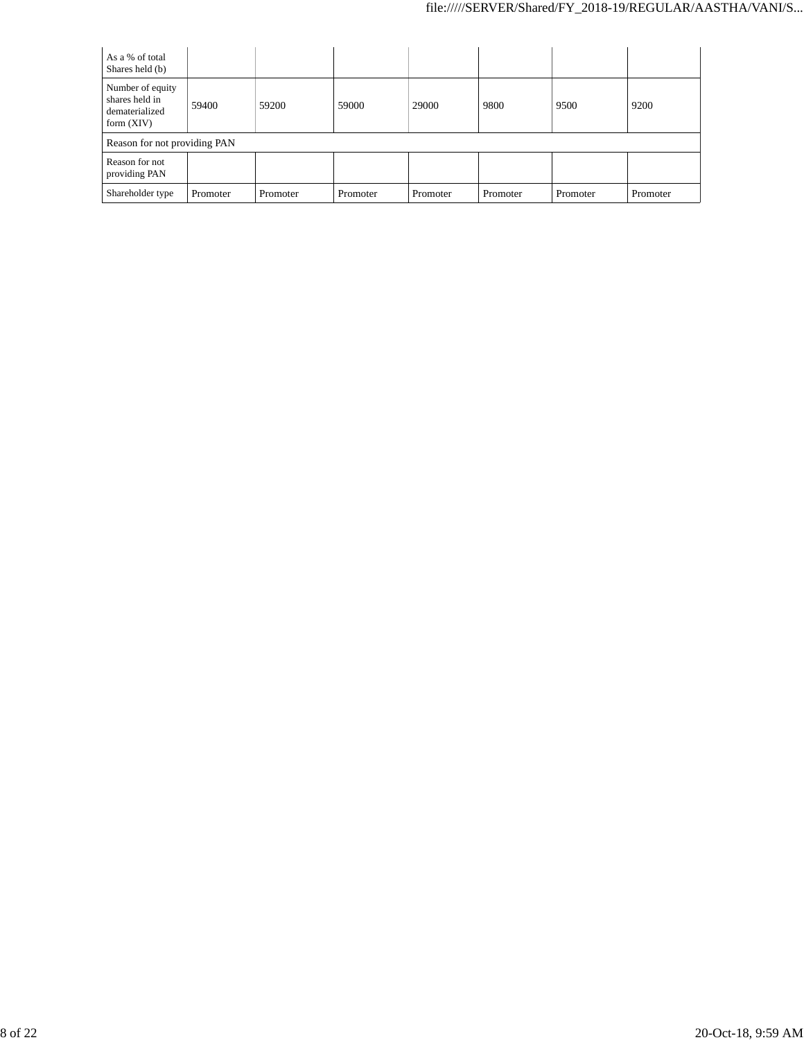| | | | | | | | |
|---|---|---|---|---|---|---|---|
| As a % of total Shares held (b) | | | | | | | |
| Number of equity shares held in dematerialized form (XIV) | 59400 | 59200 | 59000 | 29000 | 9800 | 9500 | 9200 |
| Reason for not providing PAN | | | | | | | |
| Reason for not providing PAN | | | | | | | |
| Shareholder type | Promoter | Promoter | Promoter | Promoter | Promoter | Promoter | Promoter |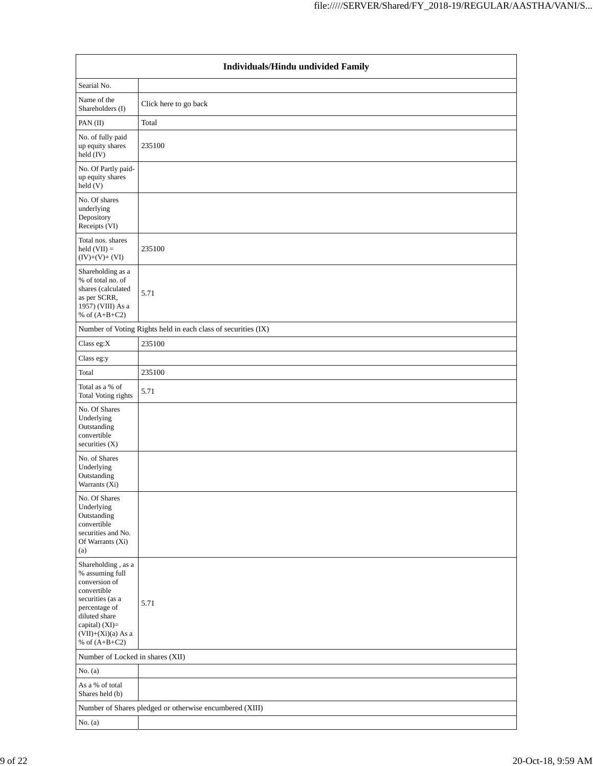| Individuals/Hindu undivided Family | |
|---|---|
| Searial No. | |
| Name of the Shareholders (I) | Click here to go back |
| PAN (II) | Total |
| No. of fully paid up equity shares held (IV) | 235100 |
| No. Of Partly paid-up equity shares held (V) | |
| No. Of shares underlying Depository Receipts (VI) | |
| Total nos. shares held (VII) = (IV)+(V)+ (VI) | 235100 |
| Shareholding as a % of total no. of shares (calculated as per SCRR, 1957) (VIII) As a % of (A+B+C2) | 5.71 |
| Number of Voting Rights held in each class of securities (IX) | |
| Class eg:X | 235100 |
| Class eg:y | |
| Total | 235100 |
| Total as a % of Total Voting rights | 5.71 |
| No. Of Shares Underlying Outstanding convertible securities (X) | |
| No. of Shares Underlying Outstanding Warrants (Xi) | |
| No. Of Shares Underlying Outstanding convertible securities and No. Of Warrants (Xi) (a) | |
| Shareholding , as a % assuming full conversion of convertible securities (as a percentage of diluted share capital) (XI)= (VII)+(Xi)(a) As a % of (A+B+C2) | 5.71 |
| Number of Locked in shares (XII) | |
| No. (a) | |
| As a % of total Shares held (b) | |
| Number of Shares pledged or otherwise encumbered (XIII) | |
| No. (a) | |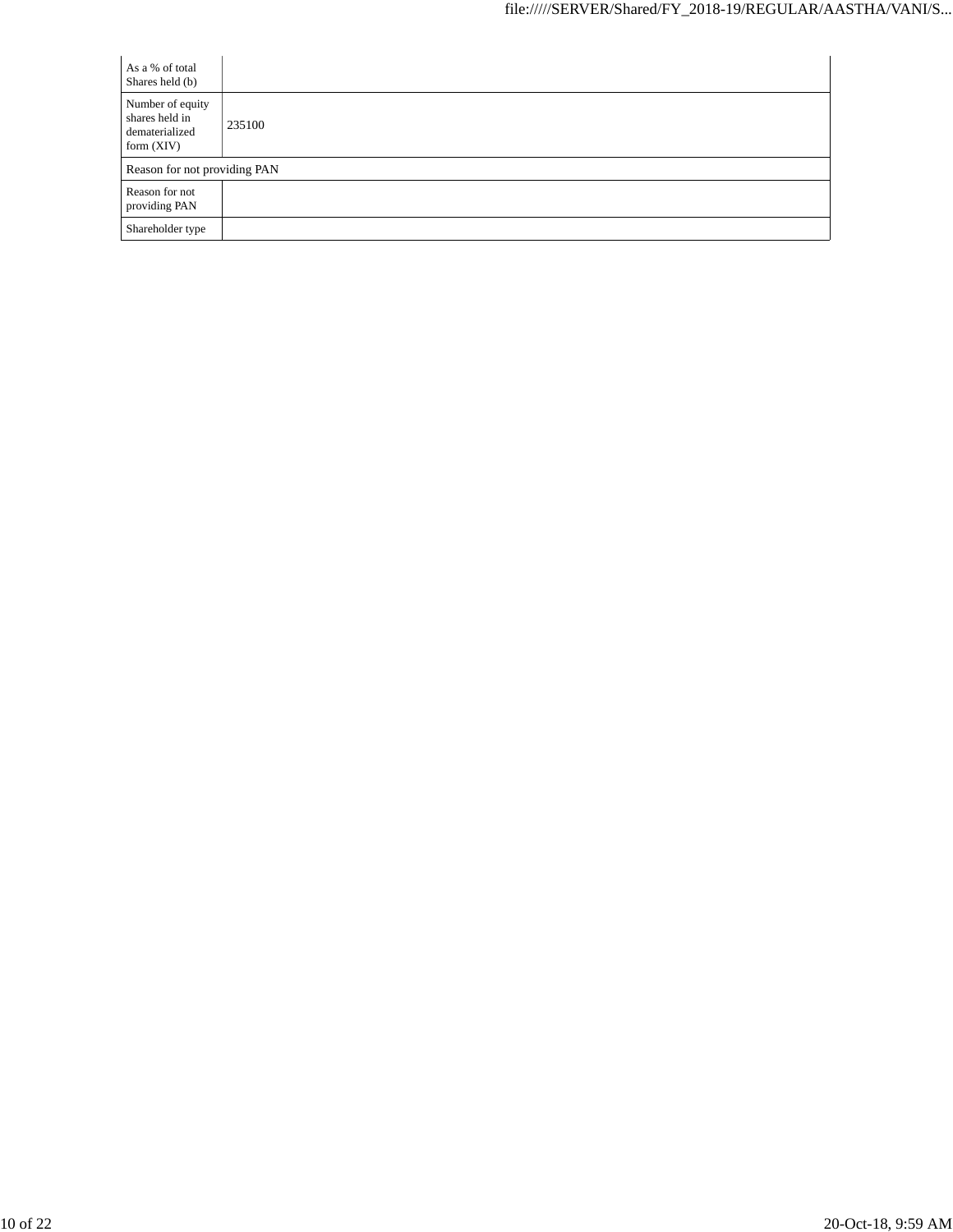| | |
|---|---|
| As a % of total Shares held (b) | |
| Number of equity shares held in dematerialized form (XIV) | 235100 |
| Reason for not providing PAN | |
| Reason for not providing PAN | |
| Shareholder type | |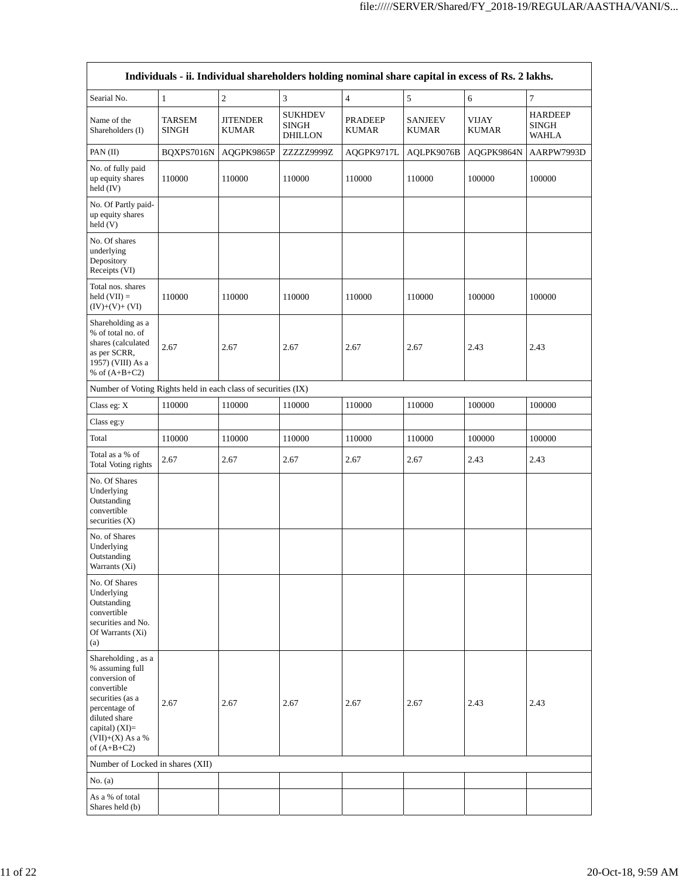| Individuals - ii. Individual shareholders holding nominal share capital in excess of Rs. 2 lakhs. | | | | | | | |
|---|---|---|---|---|---|---|---|
| Searial No. | 1 | 2 | 3 | 4 | 5 | 6 | 7 |
| Name of the Shareholders (I) | TARSEM SINGH | JITENDER KUMAR | SUKHDEV SINGH DHILLON | PRADEEP KUMAR | SANJEEV KUMAR | VIJAY KUMAR | HARDEEP SINGH WAHLA |
| PAN (II) | BQXPS7016N | AQGPK9865P | ZZZZZ9999Z | AQGPK9717L | AQLPK9076B | AQGPK9864N | AARPW7993D |
| No. of fully paid up equity shares held (IV) | 110000 | 110000 | 110000 | 110000 | 110000 | 100000 | 100000 |
| No. Of Partly paid-up equity shares held (V) | | | | | | | |
| No. Of shares underlying Depository Receipts (VI) | | | | | | | |
| Total nos. shares held (VII) = (IV)+(V)+ (VI) | 110000 | 110000 | 110000 | 110000 | 110000 | 100000 | 100000 |
| Shareholding as a % of total no. of shares (calculated as per SCRR, 1957) (VIII) As a % of (A+B+C2) | 2.67 | 2.67 | 2.67 | 2.67 | 2.67 | 2.43 | 2.43 |
| Number of Voting Rights held in each class of securities (IX) | | | | | | | |
| Class eg: X | 110000 | 110000 | 110000 | 110000 | 110000 | 100000 | 100000 |
| Class eg:y | | | | | | | |
| Total | 110000 | 110000 | 110000 | 110000 | 110000 | 100000 | 100000 |
| Total as a % of Total Voting rights | 2.67 | 2.67 | 2.67 | 2.67 | 2.67 | 2.43 | 2.43 |
| No. Of Shares Underlying Outstanding convertible securities (X) | | | | | | | |
| No. of Shares Underlying Outstanding Warrants (Xi) | | | | | | | |
| No. Of Shares Underlying Outstanding convertible securities and No. Of Warrants (Xi) (a) | | | | | | | |
| Shareholding , as a % assuming full conversion of convertible securities (as a percentage of diluted share capital) (XI)= (VII)+(X) As a % of (A+B+C2) | 2.67 | 2.67 | 2.67 | 2.67 | 2.67 | 2.43 | 2.43 |
| Number of Locked in shares (XII) | | | | | | | |
| No. (a) | | | | | | | |
| As a % of total Shares held (b) | | | | | | | |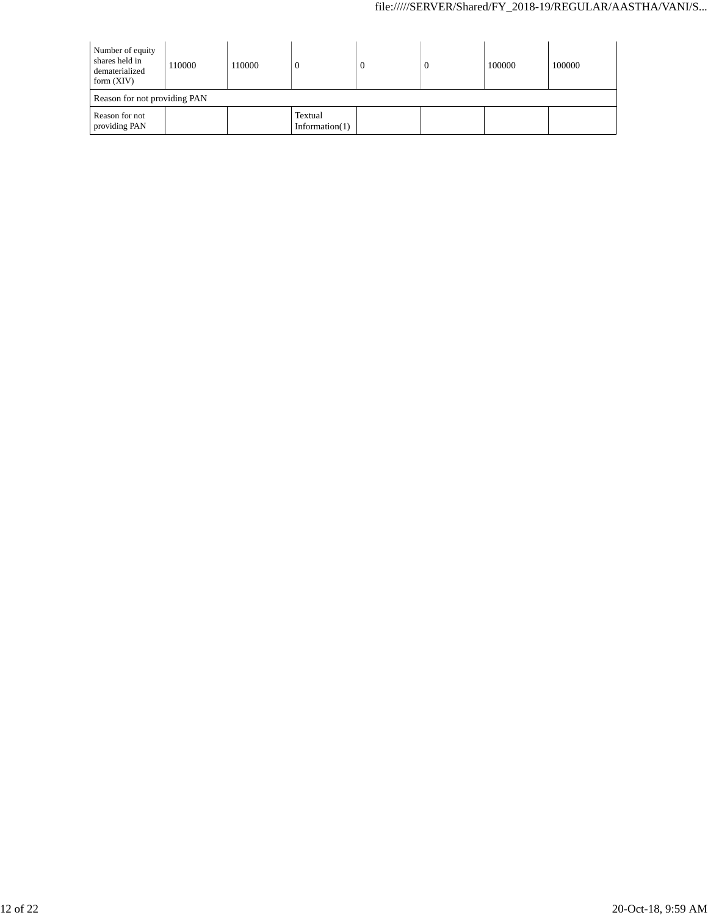| | | | | | | | |
|---|---|---|---|---|---|---|---|
| Number of equity shares held in dematerialized form (XIV) | 110000 | 110000 | 0 | 0 | 0 | 100000 | 100000 |
| Reason for not providing PAN | | | | | | | |
| Reason for not providing PAN | | | Textual Information(1) | | | | |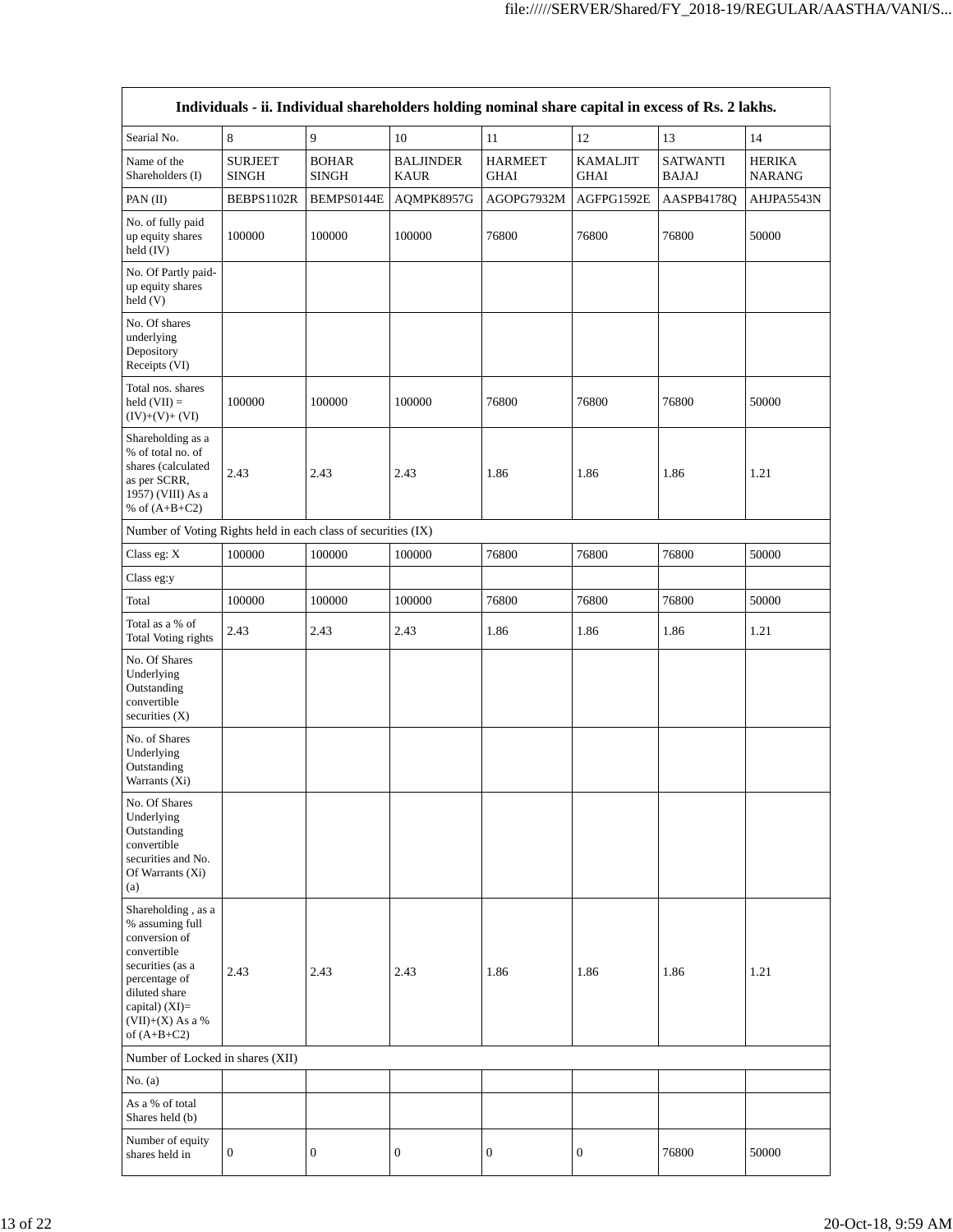| Individuals - ii. Individual shareholders holding nominal share capital in excess of Rs. 2 lakhs. | | | | | | | |
|---|---|---|---|---|---|---|---|
| Searial No. | 8 | 9 | 10 | 11 | 12 | 13 | 14 |
| Name of the Shareholders (I) | SURJEET SINGH | BOHAR SINGH | BALJINDER KAUR | HARMEET GHAI | KAMALJIT GHAI | SATWANTI BAJAJ | HERIKA NARANG |
| PAN (II) | BEBPS1102R | BEMPS0144E | AQMPK8957G | AGOPG7932M | AGFPG1592E | AASPB4178Q | AHJPA5543N |
| No. of fully paid up equity shares held (IV) | 100000 | 100000 | 100000 | 76800 | 76800 | 76800 | 50000 |
| No. Of Partly paid-up equity shares held (V) | | | | | | | |
| No. Of shares underlying Depository Receipts (VI) | | | | | | | |
| Total nos. shares held (VII) = (IV)+(V)+ (VI) | 100000 | 100000 | 100000 | 76800 | 76800 | 76800 | 50000 |
| Shareholding as a % of total no. of shares (calculated as per SCRR, 1957) (VIII) As a % of (A+B+C2) | 2.43 | 2.43 | 2.43 | 1.86 | 1.86 | 1.86 | 1.21 |
| Number of Voting Rights held in each class of securities (IX) | | | | | | | |
| Class eg: X | 100000 | 100000 | 100000 | 76800 | 76800 | 76800 | 50000 |
| Class eg:y | | | | | | | |
| Total | 100000 | 100000 | 100000 | 76800 | 76800 | 76800 | 50000 |
| Total as a % of Total Voting rights | 2.43 | 2.43 | 2.43 | 1.86 | 1.86 | 1.86 | 1.21 |
| No. Of Shares Underlying Outstanding convertible securities (X) | | | | | | | |
| No. of Shares Underlying Outstanding Warrants (Xi) | | | | | | | |
| No. Of Shares Underlying Outstanding convertible securities and No. Of Warrants (Xi) (a) | | | | | | | |
| Shareholding , as a % assuming full conversion of convertible securities (as a percentage of diluted share capital) (XI)= (VII)+(X) As a % of (A+B+C2) | 2.43 | 2.43 | 2.43 | 1.86 | 1.86 | 1.86 | 1.21 |
| Number of Locked in shares (XII) | | | | | | | |
| No. (a) | | | | | | | |
| As a % of total Shares held (b) | | | | | | | |
| Number of equity shares held in | 0 | 0 | 0 | 0 | 0 | 76800 | 50000 |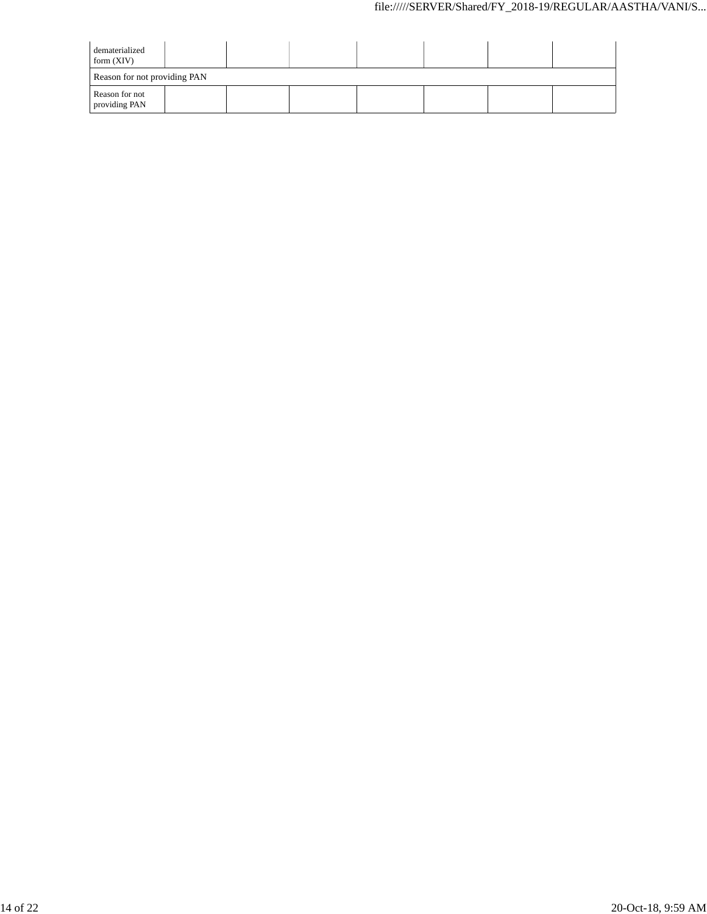| | | | | | | | |
|---|---|---|---|---|---|---|---|
| dematerialized form (XIV) | | | | | | | |
| Reason for not providing PAN | | | | | | | |
| Reason for not providing PAN | | | | | | | |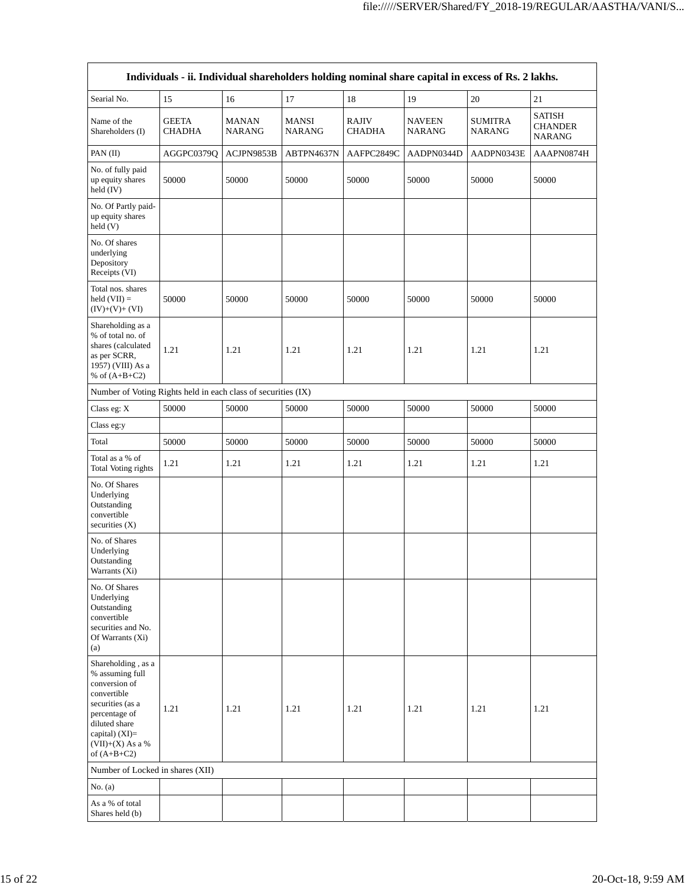| Individuals - ii. Individual shareholders holding nominal share capital in excess of Rs. 2 lakhs. | | | | | | | |
|---|---|---|---|---|---|---|---|
| Searial No. | 15 | 16 | 17 | 18 | 19 | 20 | 21 |
| Name of the Shareholders (I) | GEETA CHADHA | MANAN NARANG | MANSI NARANG | RAJIV CHADHA | NAVEEN NARANG | SUMITRA NARANG | SATISH CHANDER NARANG |
| PAN (II) | AGGPC0379Q | ACJPN9853B | ABTPN4637N | AAFPC2849C | AADPN0344D | AADPN0343E | AAAPN0874H |
| No. of fully paid up equity shares held (IV) | 50000 | 50000 | 50000 | 50000 | 50000 | 50000 | 50000 |
| No. Of Partly paid-up equity shares held (V) | | | | | | | |
| No. Of shares underlying Depository Receipts (VI) | | | | | | | |
| Total nos. shares held (VII) = (IV)+(V)+ (VI) | 50000 | 50000 | 50000 | 50000 | 50000 | 50000 | 50000 |
| Shareholding as a % of total no. of shares (calculated as per SCRR, 1957) (VIII) As a % of (A+B+C2) | 1.21 | 1.21 | 1.21 | 1.21 | 1.21 | 1.21 | 1.21 |
| Number of Voting Rights held in each class of securities (IX) | | | | | | | |
| Class eg: X | 50000 | 50000 | 50000 | 50000 | 50000 | 50000 | 50000 |
| Class eg:y | | | | | | | |
| Total | 50000 | 50000 | 50000 | 50000 | 50000 | 50000 | 50000 |
| Total as a % of Total Voting rights | 1.21 | 1.21 | 1.21 | 1.21 | 1.21 | 1.21 | 1.21 |
| No. Of Shares Underlying Outstanding convertible securities (X) | | | | | | | |
| No. of Shares Underlying Outstanding Warrants (Xi) | | | | | | | |
| No. Of Shares Underlying Outstanding convertible securities and No. Of Warrants (Xi) (a) | | | | | | | |
| Shareholding , as a % assuming full conversion of convertible securities (as a percentage of diluted share capital) (XI)= (VII)+(X) As a % of (A+B+C2) | 1.21 | 1.21 | 1.21 | 1.21 | 1.21 | 1.21 | 1.21 |
| Number of Locked in shares (XII) | | | | | | | |
| No. (a) | | | | | | | |
| As a % of total Shares held (b) | | | | | | | |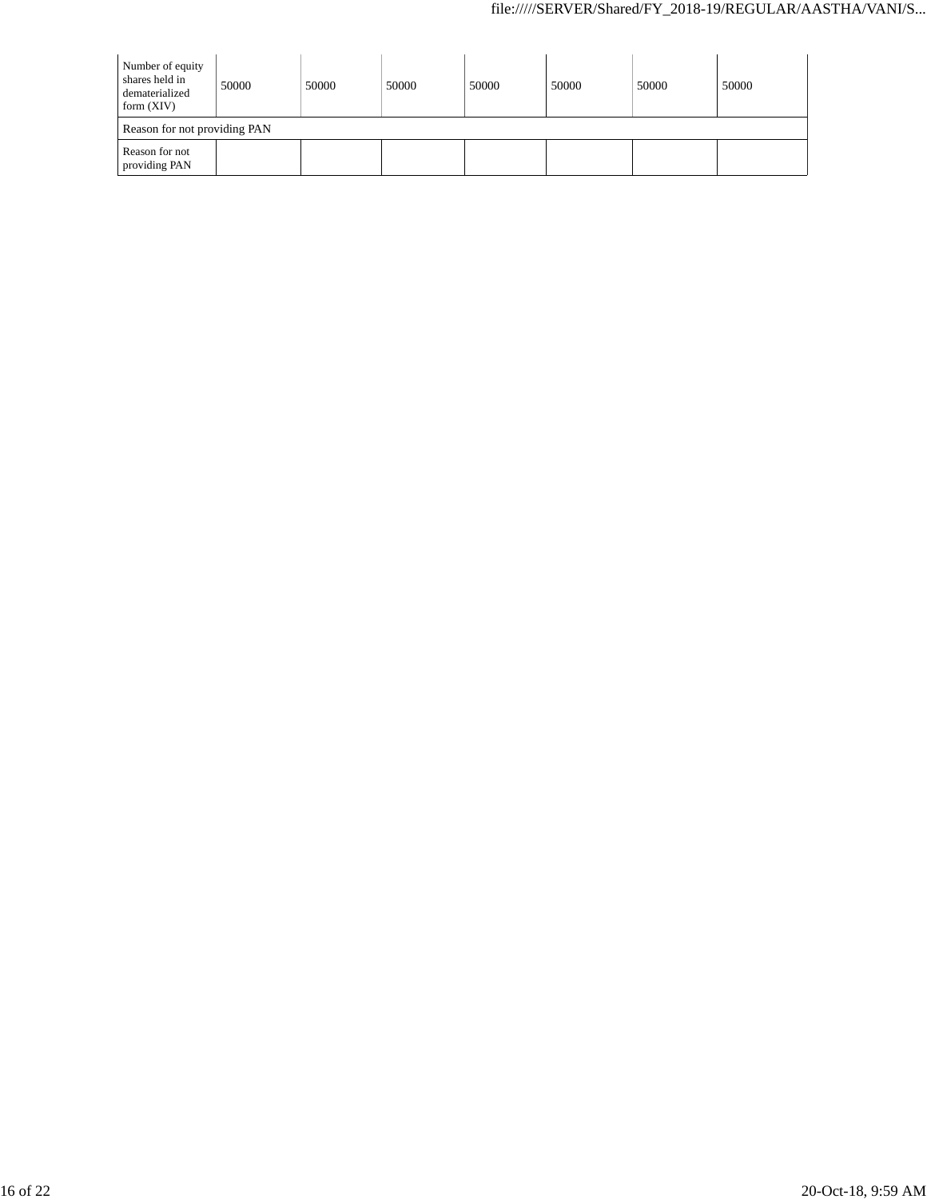| | | | | | | | |
|---|---|---|---|---|---|---|---|
| Number of equity shares held in dematerialized form (XIV) | 50000 | 50000 | 50000 | 50000 | 50000 | 50000 | 50000 |
| Reason for not providing PAN | | | | | | | |
| Reason for not providing PAN | | | | | | | |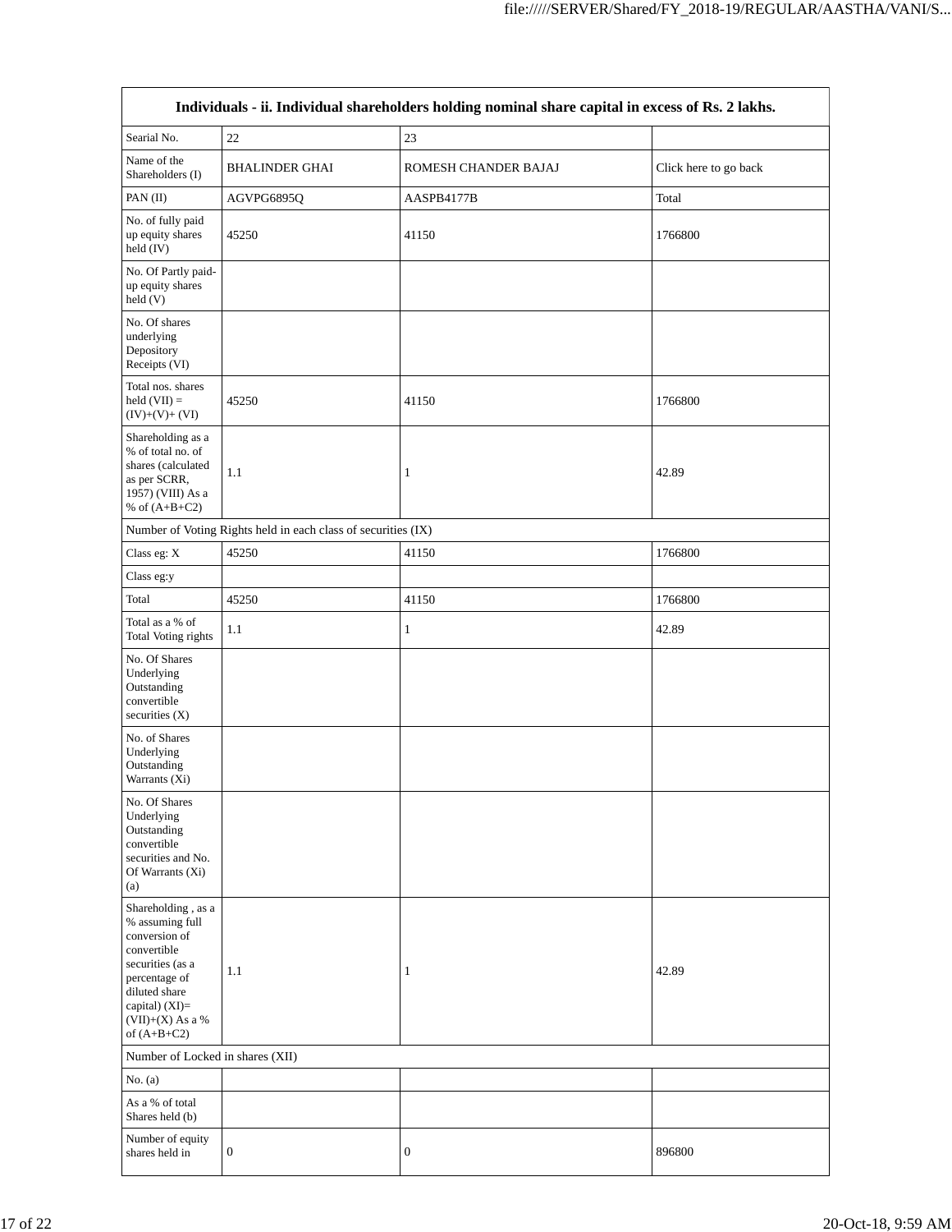| Individuals - ii. Individual shareholders holding nominal share capital in excess of Rs. 2 lakhs. | | | |
|---|---|---|---|
| Searial No. | 22 | 23 | |
| Name of the Shareholders (I) | BHALINDER GHAI | ROMESH CHANDER BAJAJ | Click here to go back |
| PAN (II) | AGVPG6895Q | AASPB4177B | Total |
| No. of fully paid up equity shares held (IV) | 45250 | 41150 | 1766800 |
| No. Of Partly paid-up equity shares held (V) | | | |
| No. Of shares underlying Depository Receipts (VI) | | | |
| Total nos. shares held (VII) = (IV)+(V)+ (VI) | 45250 | 41150 | 1766800 |
| Shareholding as a % of total no. of shares (calculated as per SCRR, 1957) (VIII) As a % of (A+B+C2) | 1.1 | 1 | 42.89 |
| Number of Voting Rights held in each class of securities (IX) | | | |
| Class eg: X | 45250 | 41150 | 1766800 |
| Class eg:y | | | |
| Total | 45250 | 41150 | 1766800 |
| Total as a % of Total Voting rights | 1.1 | 1 | 42.89 |
| No. Of Shares Underlying Outstanding convertible securities (X) | | | |
| No. of Shares Underlying Outstanding Warrants (Xi) | | | |
| No. Of Shares Underlying Outstanding convertible securities and No. Of Warrants (Xi) (a) | | | |
| Shareholding , as a % assuming full conversion of convertible securities (as a percentage of diluted share capital) (XI)= (VII)+(X) As a % of (A+B+C2) | 1.1 | 1 | 42.89 |
| Number of Locked in shares (XII) | | | |
| No. (a) | | | |
| As a % of total Shares held (b) | | | |
| Number of equity shares held in | 0 | 0 | 896800 |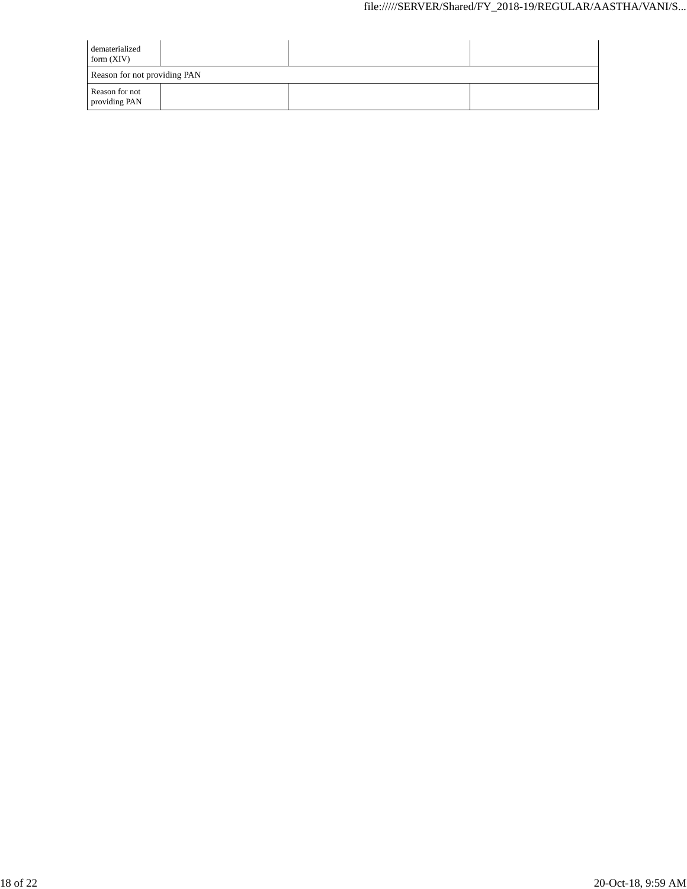| | | | |
|---|---|---|---|
| dematerialized form (XIV) | | | |
| Reason for not providing PAN | | | |
| Reason for not providing PAN | | | |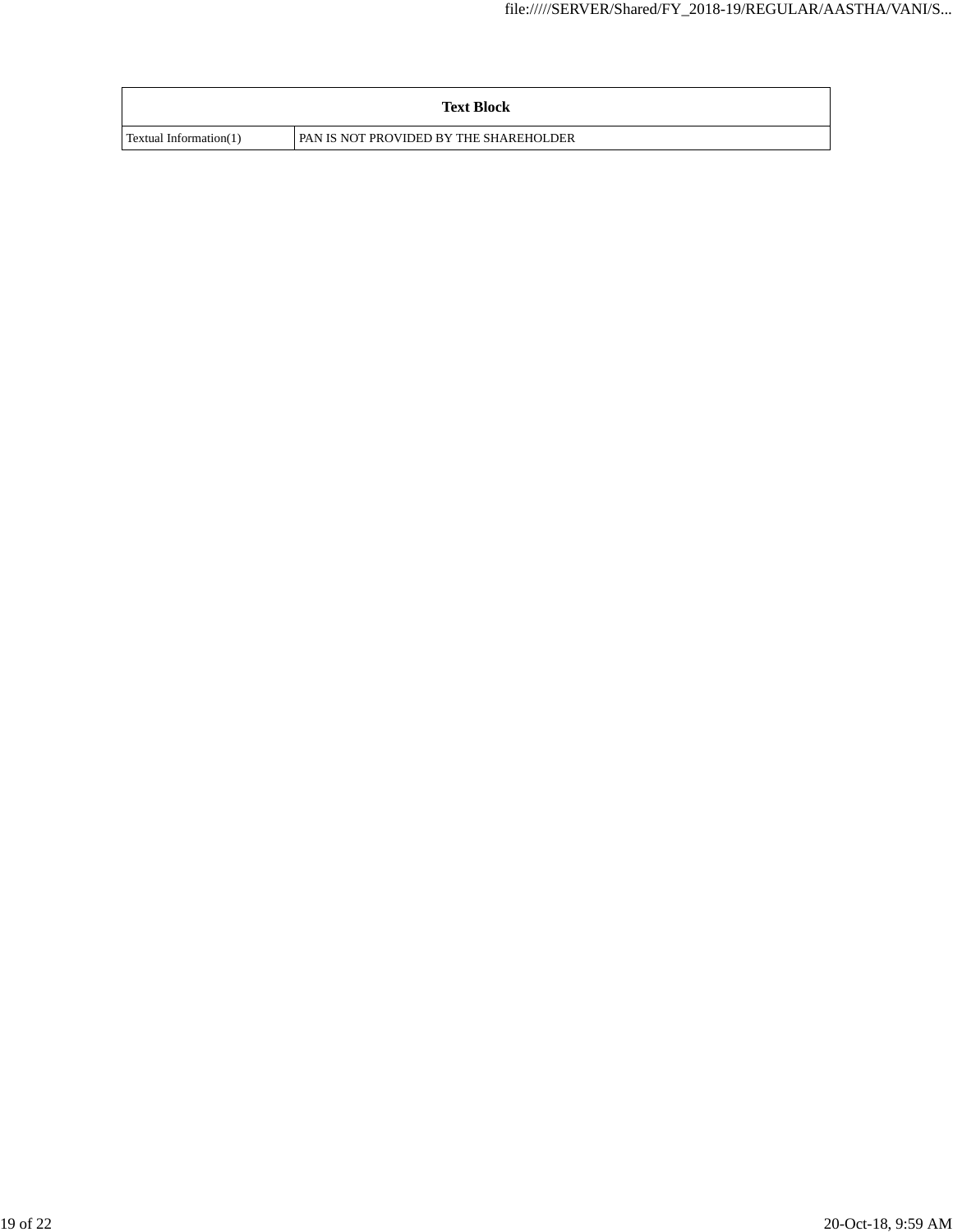| Text Block | |
|---|---|
| Textual Information(1) | PAN IS NOT PROVIDED BY THE SHAREHOLDER |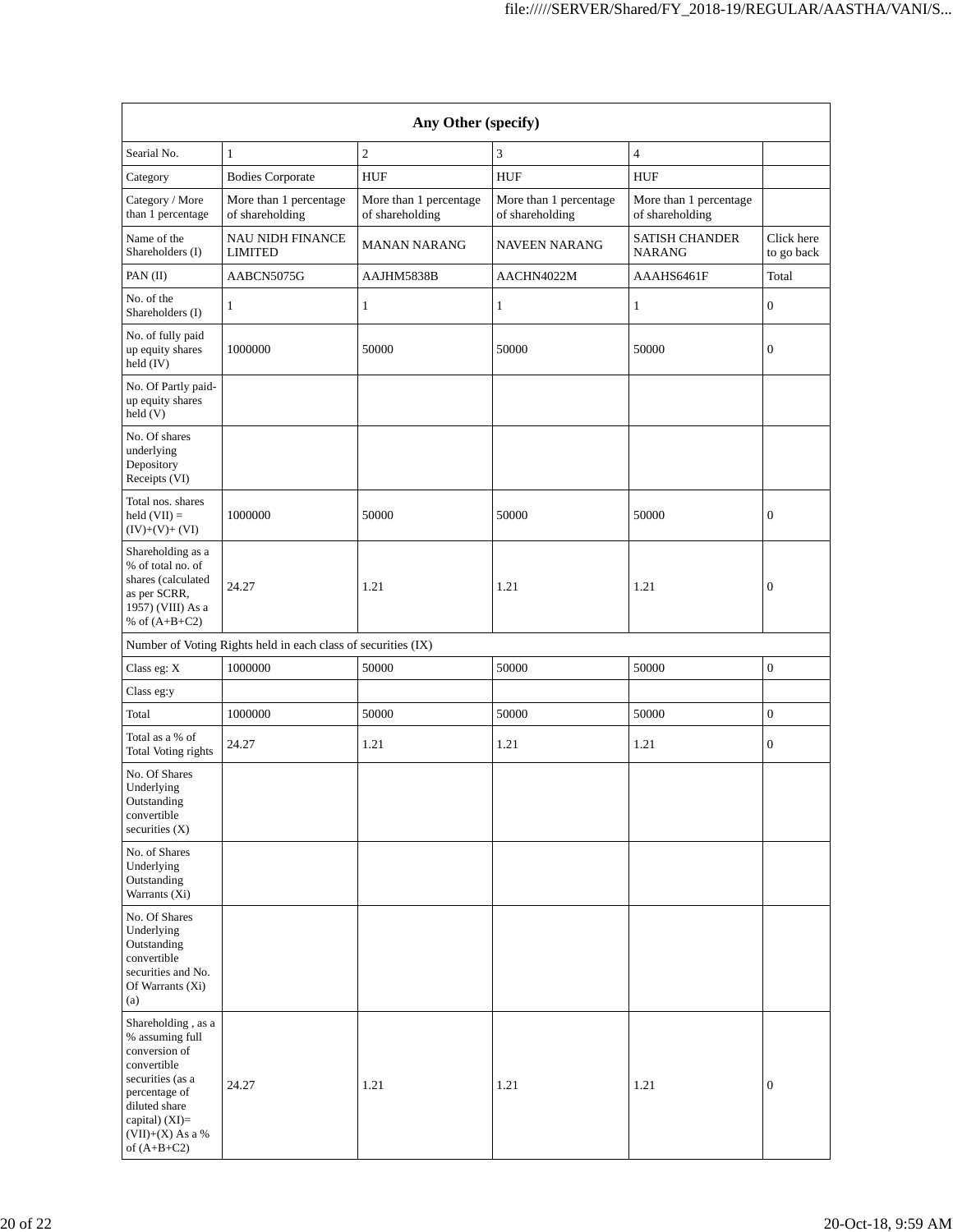| Any Other (specify) | | | | | |
|---|---|---|---|---|---|
| Searial No. | 1 | 2 | 3 | 4 | |
| Category | Bodies Corporate | HUF | HUF | HUF | |
| Category / More than 1 percentage | More than 1 percentage of shareholding | More than 1 percentage of shareholding | More than 1 percentage of shareholding | More than 1 percentage of shareholding | |
| Name of the Shareholders (I) | NAU NIDH FINANCE LIMITED | MANAN NARANG | NAVEEN NARANG | SATISH CHANDER NARANG | Click here to go back |
| PAN (II) | AABCN5075G | AAJHM5838B | AACHN4022M | AAAHS6461F | Total |
| No. of the Shareholders (I) | 1 | 1 | 1 | 1 | 0 |
| No. of fully paid up equity shares held (IV) | 1000000 | 50000 | 50000 | 50000 | 0 |
| No. Of Partly paid-up equity shares held (V) | | | | | |
| No. Of shares underlying Depository Receipts (VI) | | | | | |
| Total nos. shares held (VII) = (IV)+(V)+ (VI) | 1000000 | 50000 | 50000 | 50000 | 0 |
| Shareholding as a % of total no. of shares (calculated as per SCRR, 1957) (VIII) As a % of (A+B+C2) | 24.27 | 1.21 | 1.21 | 1.21 | 0 |
| Number of Voting Rights held in each class of securities (IX) | | | | | |
| Class eg: X | 1000000 | 50000 | 50000 | 50000 | 0 |
| Class eg:y | | | | | |
| Total | 1000000 | 50000 | 50000 | 50000 | 0 |
| Total as a % of Total Voting rights | 24.27 | 1.21 | 1.21 | 1.21 | 0 |
| No. Of Shares Underlying Outstanding convertible securities (X) | | | | | |
| No. of Shares Underlying Outstanding Warrants (Xi) | | | | | |
| No. Of Shares Underlying Outstanding convertible securities and No. Of Warrants (Xi) (a) | | | | | |
| Shareholding , as a % assuming full conversion of convertible securities (as a percentage of diluted share capital) (XI)= (VII)+(X) As a % of (A+B+C2) | 24.27 | 1.21 | 1.21 | 1.21 | 0 |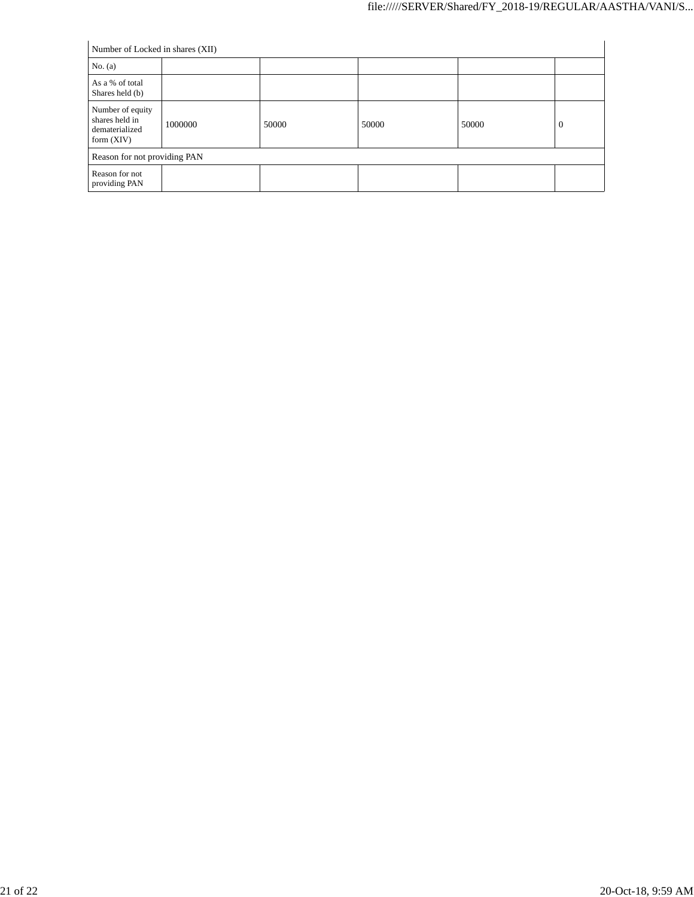| | | | | | |
|---|---|---|---|---|---|
| Number of Locked in shares (XII) | | | | | |
| No. (a) | | | | | |
| As a % of total Shares held (b) | | | | | |
| Number of equity shares held in dematerialized form (XIV) | 1000000 | 50000 | 50000 | 50000 | 0 |
| Reason for not providing PAN | | | | | |
| Reason for not providing PAN | | | | | |